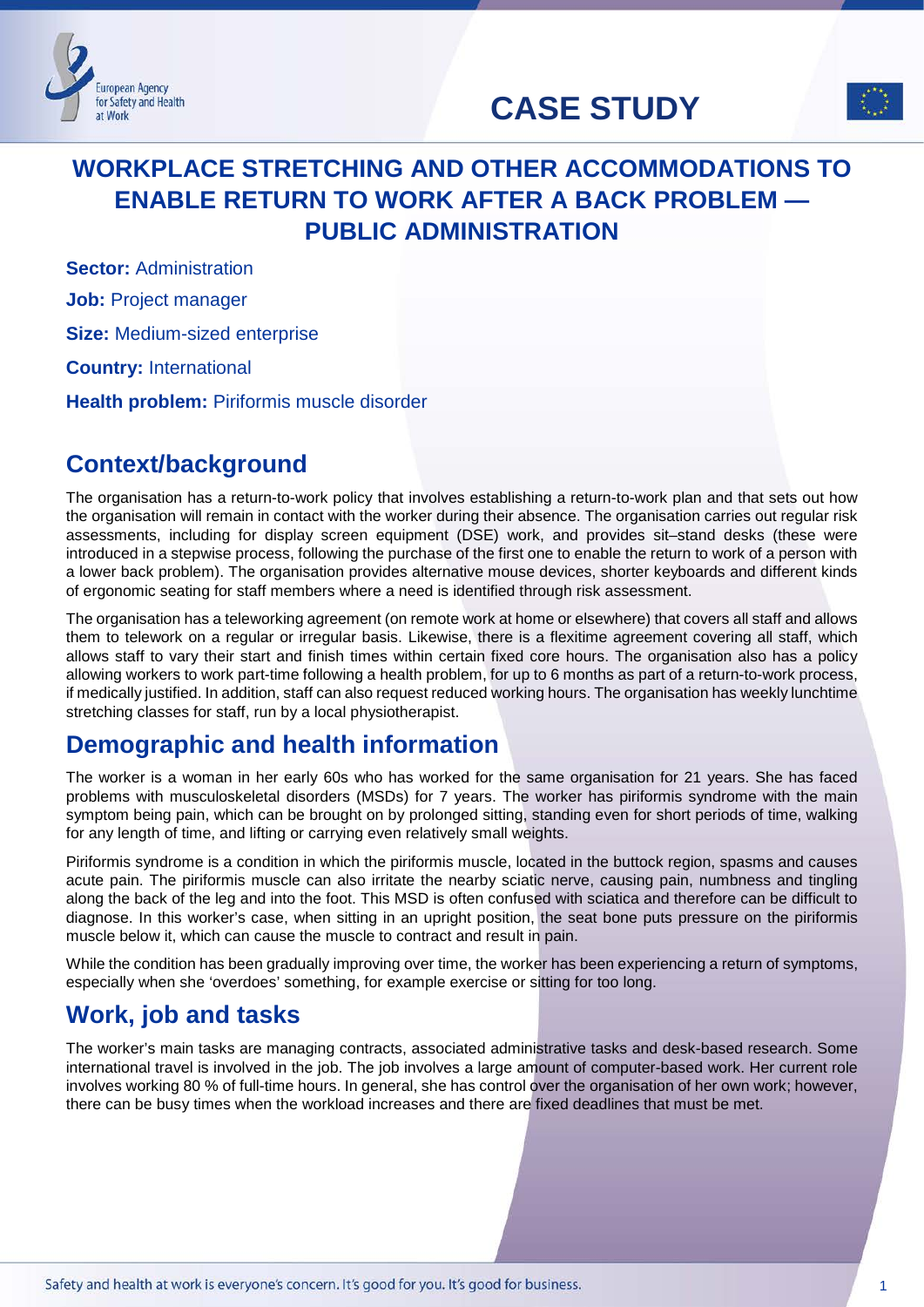# CASE STUDY

# WORKPLACE STRETCHING AND OTHER ACCOMMODATIONS TO ENABLE RETURN TO WORK AFTER A BACK PROBLEM — PUBLIC ADMINISTRATION

**Sector:** Administration

**Job:** Project manager

**Size:** Medium-sized enterprise

**Country:** International

**Health problem:** Piriformis muscle disorder

## Context/background

The organisation has a return-to-work policy that involves establishing a return-to-work plan and that sets out how the organisation will remain in contact with the worker during their absence. The organisation carries out regular risk assessments, including for display screen equipment (DSE) work, and provides sit–stand desks (these were introduced in a stepwise process, following the purchase of the first one to enable the return to work of a person with a lower back problem). The organisation provides alternative mouse devices, shorter keyboards and different kinds of ergonomic seating for staff members where a need is identified through risk assessment.

The organisation has a teleworking agreement (on remote work at home or elsewhere) that covers all staff and allows them to telework on a regular or irregular basis. Likewise, there is a flexitime agreement covering all staff, which allows staff to vary their start and finish times within certain fixed core hours. The organisation also has a policy allowing workers to work part-time following a health problem, for up to 6 months as part of a return-to-work process, if medically justified. In addition, staff can also request reduced working hours. The organisation has weekly lunchtime stretching classes for staff, run by a local physiotherapist.

## Demographic and health information

The worker is a woman in her early 60s who has worked for the same organisation for 21 years. She has faced problems with musculoskeletal disorders (MSDs) for 7 years. The worker has piriformis syndrome with the main symptom being pain, which can be brought on by prolonged sitting, standing even for short periods of time, walking for any length of time, and lifting or carrying even relatively small weights.

Piriformis syndrome is a condition in which the piriformis muscle, located in the buttock region, spasms and causes acute pain. The piriformis muscle can also irritate the nearby sciatic nerve, causing pain, numbness and tingling along the back of the leg and into the foot. This MSD is often confused with sciatica and therefore can be difficult to diagnose. In this worker's case, when sitting in an upright position, the seat bone puts pressure on the piriformis muscle below it, which can cause the muscle to contract and result in pain.

While the condition has been gradually improving over time, the worker has been experiencing a return of symptoms, especially when she 'overdoes' something, for example exercise or sitting for too long.

## Work, job and tasks

The worker's main tasks are managing contracts, associated administrative tasks and desk-based research. Some international travel is involved in the job. The job involves a large amount of computer-based work. Her current role involves working 80 % of full-time hours. In general, she has control over the organisation of her own work; however, there can be busy times when the workload increases and there are fixed deadlines that must be met.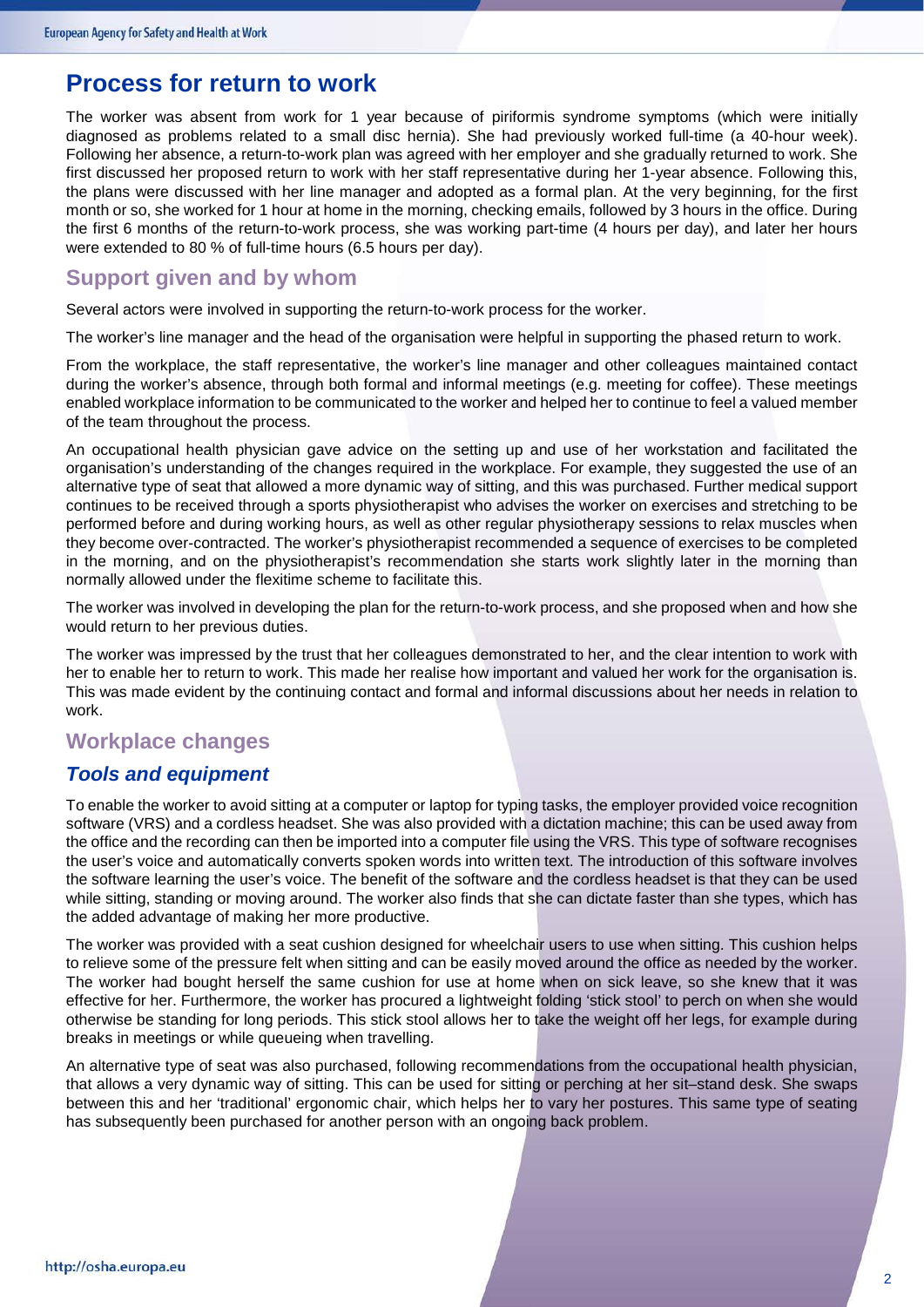## Process for return to work

The worker was absent from work for 1 year because of piriformis syndrome symptoms (which were initially diagnosed as problems related to a small disc hernia). She had previously worked full-time (a 40-hour week). Following her absence, a return-to-work plan was agreed with her employer and she gradually returned to work. She first discussed her proposed return to work with her staff representative during her 1-year absence. Following this, the plans were discussed with her line manager and adopted as a formal plan. At the very beginning, for the first month or so, she worked for 1 hour at home in the morning, checking emails, followed by 3 hours in the office. During the first 6 months of the return-to-work process, she was working part-time (4 hours per day), and later her hours were extended to 80 % of full-time hours (6.5 hours per day).

### Support given and by whom

Several actors were involved in supporting the return-to-work process for the worker.

The worker's line manager and the head of the organisation were helpful in supporting the phased return to work.

From the workplace, the staff representative, the worker's line manager and other colleagues maintained contact during the worker's absence, through both formal and informal meetings (e.g. meeting for coffee). These meetings enabled workplace information to be communicated to the worker and helped her to continue to feel a valued member of the team throughout the process.

An occupational health physician gave advice on the setting up and use of her workstation and facilitated the organisation's understanding of the changes required in the workplace. For example, they suggested the use of an alternative type of seat that allowed a more dynamic way of sitting, and this was purchased. Further medical support continues to be received through a sports physiotherapist who advises the worker on exercises and stretching to be performed before and during working hours, as well as other regular physiotherapy sessions to relax muscles when they become over-contracted. The worker's physiotherapist recommended a sequence of exercises to be completed in the morning, and on the physiotherapist's recommendation she starts work slightly later in the morning than normally allowed under the flexitime scheme to facilitate this.

The worker was involved in developing the plan for the return-to-work process, and she proposed when and how she would return to her previous duties.

The worker was impressed by the trust that her colleagues demonstrated to her, and the clear intention to work with her to enable her to return to work. This made her realise how important and valued her work for the organisation is. This was made evident by the continuing contact and formal and informal discussions about her needs in relation to work.

### Workplace changes

#### *Tools and equipment*

To enable the worker to avoid sitting at a computer or laptop for typing tasks, the employer provided voice recognition software (VRS) and a cordless headset. She was also provided with a dictation machine; this can be used away from the office and the recording can then be imported into a computer file using the VRS. This type of software recognises the user's voice and automatically converts spoken words into written text. The introduction of this software involves the software learning the user's voice. The benefit of the software and the cordless headset is that they can be used while sitting, standing or moving around. The worker also finds that she can dictate faster than she types, which has the added advantage of making her more productive.

The worker was provided with a seat cushion designed for wheelchair users to use when sitting. This cushion helps to relieve some of the pressure felt when sitting and can be easily moved around the office as needed by the worker. The worker had bought herself the same cushion for use at home when on sick leave, so she knew that it was effective for her. Furthermore, the worker has procured a lightweight folding 'stick stool' to perch on when she would otherwise be standing for long periods. This stick stool allows her to take the weight off her legs, for example during breaks in meetings or while queueing when travelling.

An alternative type of seat was also purchased, following recommendations from the occupational health physician, that allows a very dynamic way of sitting. This can be used for sitting or perching at her sit–stand desk. She swaps between this and her 'traditional' ergonomic chair, which helps her to vary her postures. This same type of seating has subsequently been purchased for another person with an ongoing back problem.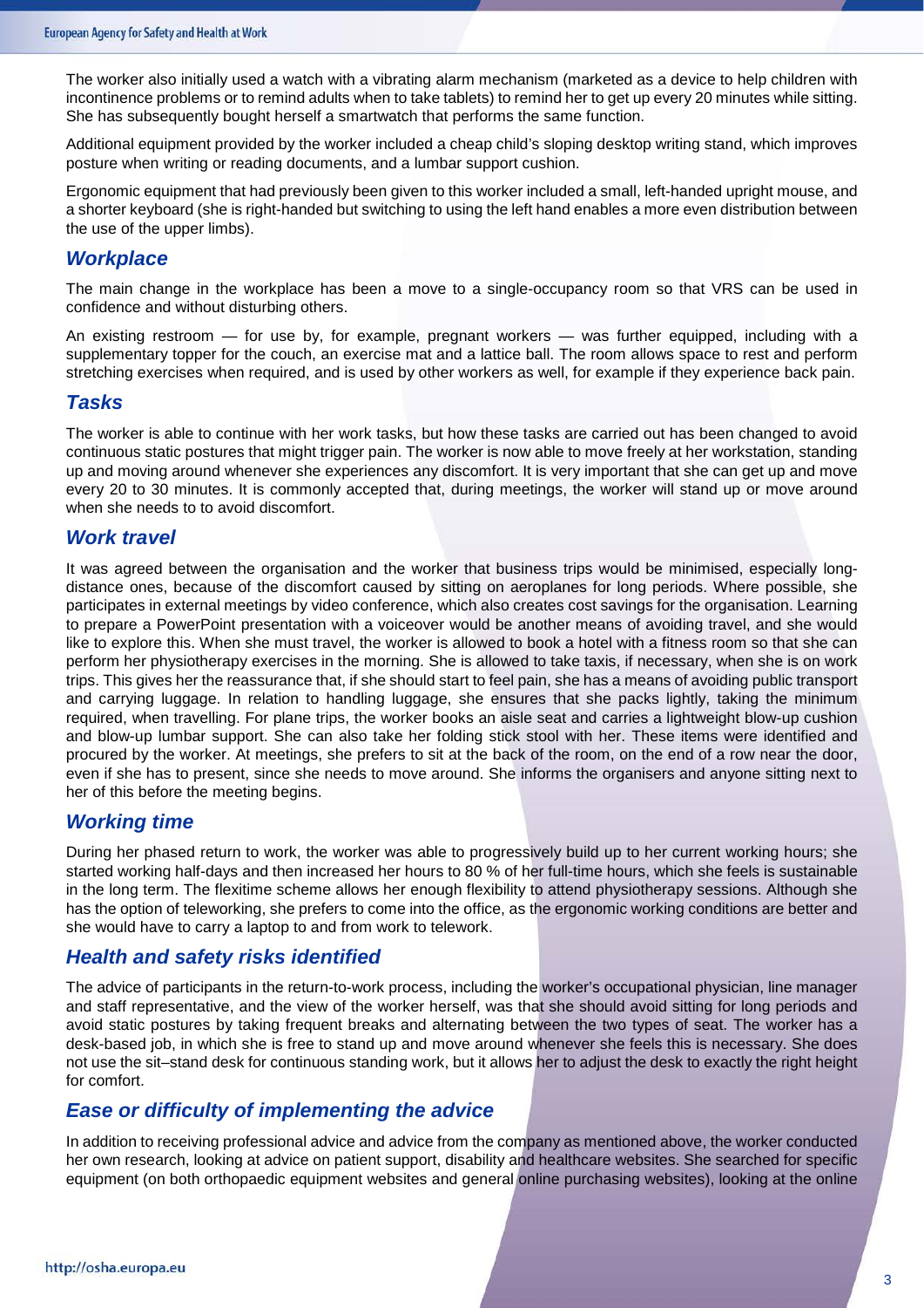The worker also initially used a watch with a vibrating alarm mechanism (marketed as a device to help children with incontinence problems or to remind adults when to take tablets) to remind her to get up every 20 minutes while sitting. She has subsequently bought herself a smartwatch that performs the same function.

Additional equipment provided by the worker included a cheap child's sloping desktop writing stand, which improves posture when writing or reading documents, and a lumbar support cushion.

Ergonomic equipment that had previously been given to this worker included a small, left-handed upright mouse, and a shorter keyboard (she is right-handed but switching to using the left hand enables a more even distribution between the use of the upper limbs).

## *Workplace*

The main change in the workplace has been a move to a single-occupancy room so that VRS can be used in confidence and without disturbing others.

An existing restroom — for use by, for example, pregnant workers — was further equipped, including with a supplementary topper for the couch, an exercise mat and a lattice ball. The room allows space to rest and perform stretching exercises when required, and is used by other workers as well, for example if they experience back pain.

## *Tasks*

The worker is able to continue with her work tasks, but how these tasks are carried out has been changed to avoid continuous static postures that might trigger pain. The worker is now able to move freely at her workstation, standing up and moving around whenever she experiences any discomfort. It is very important that she can get up and move every 20 to 30 minutes. It is commonly accepted that, during meetings, the worker will stand up or move around when she needs to to avoid discomfort.

## *Work travel*

It was agreed between the organisation and the worker that business trips would be minimised, especially long-distance ones, because of the discomfort caused by sitting on aeroplanes for long periods. Where possible, she participates in external meetings by video conference, which also creates cost savings for the organisation. Learning to prepare a PowerPoint presentation with a voiceover would be another means of avoiding travel, and she would like to explore this. When she must travel, the worker is allowed to book a hotel with a fitness room so that she can perform her physiotherapy exercises in the morning. She is allowed to take taxis, if necessary, when she is on work trips. This gives her the reassurance that, if she should start to feel pain, she has a means of avoiding public transport and carrying luggage. In relation to handling luggage, she ensures that she packs lightly, taking the minimum required, when travelling. For plane trips, the worker books an aisle seat and carries a lightweight blow-up cushion and blow-up lumbar support. She can also take her folding stick stool with her. These items were identified and procured by the worker. At meetings, she prefers to sit at the back of the room, on the end of a row near the door, even if she has to present, since she needs to move around. She informs the organisers and anyone sitting next to her of this before the meeting begins.

## *Working time*

During her phased return to work, the worker was able to progressively build up to her current working hours; she started working half-days and then increased her hours to 80 % of her full-time hours, which she feels is sustainable in the long term. The flexitime scheme allows her enough flexibility to attend physiotherapy sessions. Although she has the option of teleworking, she prefers to come into the office, as the ergonomic working conditions are better and she would have to carry a laptop to and from work to telework.

## *Health and safety risks identified*

The advice of participants in the return-to-work process, including the worker's occupational physician, line manager and staff representative, and the view of the worker herself, was that she should avoid sitting for long periods and avoid static postures by taking frequent breaks and alternating between the two types of seat. The worker has a desk-based job, in which she is free to stand up and move around whenever she feels this is necessary. She does not use the sit–stand desk for continuous standing work, but it allows her to adjust the desk to exactly the right height for comfort.

## *Ease or difficulty of implementing the advice*

In addition to receiving professional advice and advice from the company as mentioned above, the worker conducted her own research, looking at advice on patient support, disability and healthcare websites. She searched for specific equipment (on both orthopaedic equipment websites and general online purchasing websites), looking at the online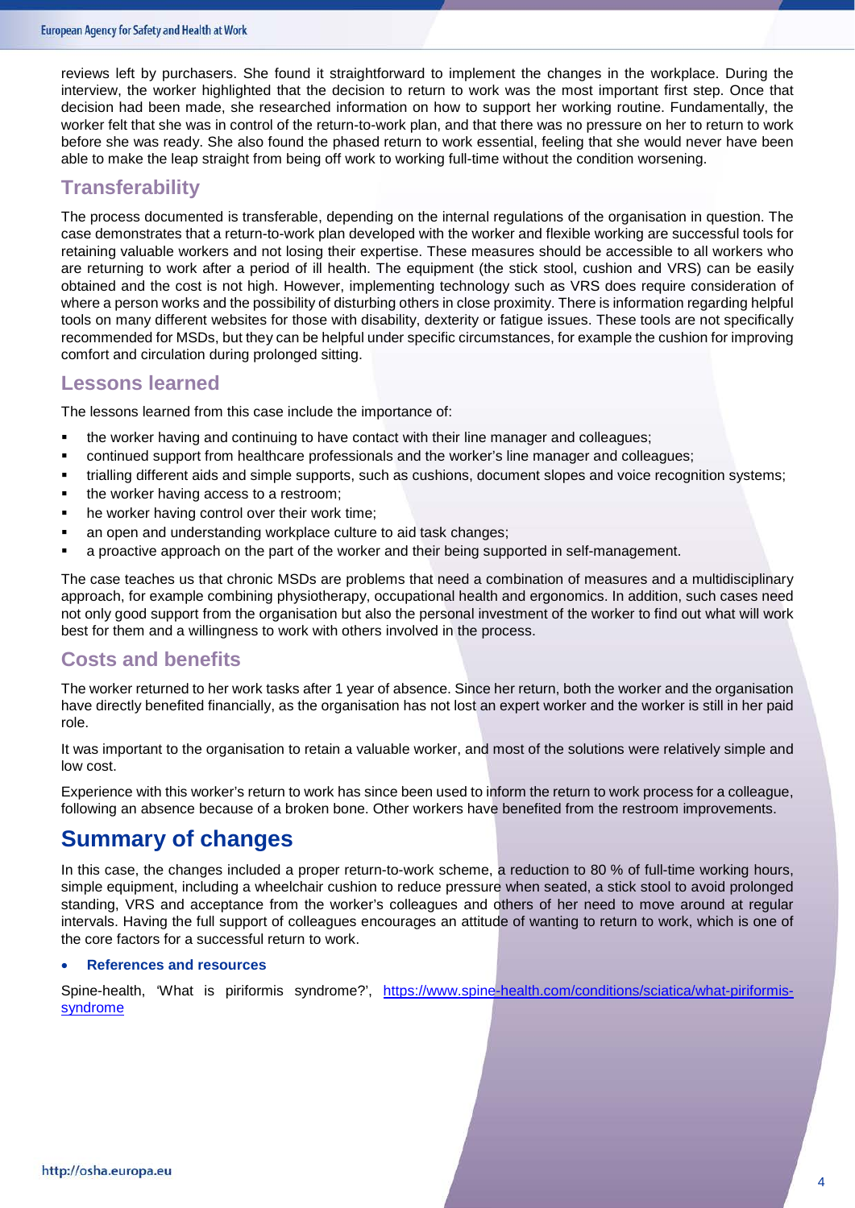reviews left by purchasers. She found it straightforward to implement the changes in the workplace. During the interview, the worker highlighted that the decision to return to work was the most important first step. Once that decision had been made, she researched information on how to support her working routine. Fundamentally, the worker felt that she was in control of the return-to-work plan, and that there was no pressure on her to return to work before she was ready. She also found the phased return to work essential, feeling that she would never have been able to make the leap straight from being off work to working full-time without the condition worsening.

## Transferability

The process documented is transferable, depending on the internal regulations of the organisation in question. The case demonstrates that a return-to-work plan developed with the worker and flexible working are successful tools for retaining valuable workers and not losing their expertise. These measures should be accessible to all workers who are returning to work after a period of ill health. The equipment (the stick stool, cushion and VRS) can be easily obtained and the cost is not high. However, implementing technology such as VRS does require consideration of where a person works and the possibility of disturbing others in close proximity. There is information regarding helpful tools on many different websites for those with disability, dexterity or fatigue issues. These tools are not specifically recommended for MSDs, but they can be helpful under specific circumstances, for example the cushion for improving comfort and circulation during prolonged sitting.

## Lessons learned

The lessons learned from this case include the importance of:

- the worker having and continuing to have contact with their line manager and colleagues;
- continued support from healthcare professionals and the worker's line manager and colleagues;
- trialling different aids and simple supports, such as cushions, document slopes and voice recognition systems;
- the worker having access to a restroom;
- he worker having control over their work time;
- an open and understanding workplace culture to aid task changes;
- a proactive approach on the part of the worker and their being supported in self-management.

The case teaches us that chronic MSDs are problems that need a combination of measures and a multidisciplinary approach, for example combining physiotherapy, occupational health and ergonomics. In addition, such cases need not only good support from the organisation but also the personal investment of the worker to find out what will work best for them and a willingness to work with others involved in the process.

## Costs and benefits

The worker returned to her work tasks after 1 year of absence. Since her return, both the worker and the organisation have directly benefited financially, as the organisation has not lost an expert worker and the worker is still in her paid role.

It was important to the organisation to retain a valuable worker, and most of the solutions were relatively simple and low cost.

Experience with this worker's return to work has since been used to inform the return to work process for a colleague, following an absence because of a broken bone. Other workers have benefited from the restroom improvements.

# Summary of changes

In this case, the changes included a proper return-to-work scheme, a reduction to 80 % of full-time working hours, simple equipment, including a wheelchair cushion to reduce pressure when seated, a stick stool to avoid prolonged standing, VRS and acceptance from the worker's colleagues and others of her need to move around at regular intervals. Having the full support of colleagues encourages an attitude of wanting to return to work, which is one of the core factors for a successful return to work.

- **References and resources**

Spine-health, 'What is piriformis syndrome?', https://www.spine-health.com/conditions/sciatica/what-piriformis-syndrome